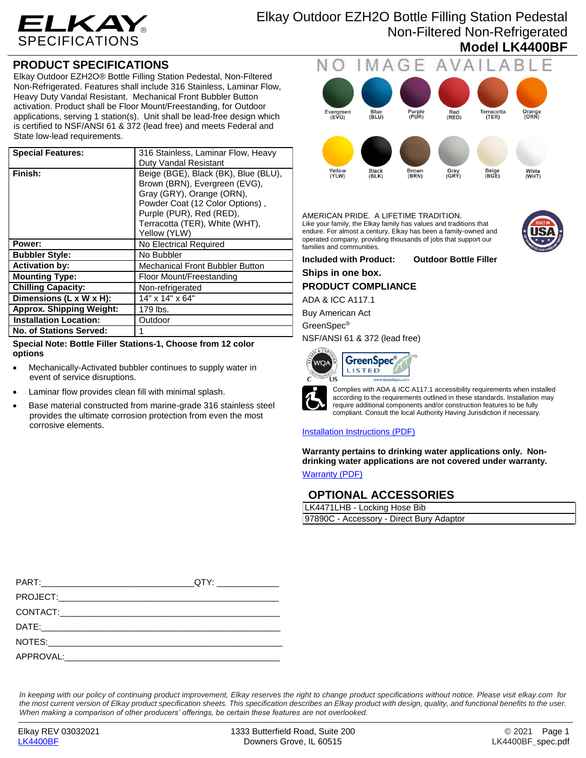# ELKAY SPECIFICATIONS

# Elkay Outdoor EZH2O Bottle Filling Station Pedestal Non-Filtered Non-Refrigerated
## Model LK4400BF

## PRODUCT SPECIFICATIONS

Elkay Outdoor EZH2O® Bottle Filling Station Pedestal, Non-Filtered Non-Refrigerated. Features shall include 316 Stainless, Laminar Flow, Heavy Duty Vandal Resistant. Mechanical Front Bubbler Button activation. Product shall be Floor Mount/Freestanding, for Outdoor applications, serving 1 station(s). Unit shall be lead-free design which is certified to NSF/ANSI 61 & 372 (lead free) and meets Federal and State low-lead requirements.

| Special Features: | 316 Stainless, Laminar Flow, Heavy Duty Vandal Resistant |
|---|---|
| Finish: | Beige (BGE), Black (BK), Blue (BLU), Brown (BRN), Evergreen (EVG), Gray (GRY), Orange (ORN), Powder Coat (12 Color Options) , Purple (PUR), Red (RED), Terracotta (TER), White (WHT), Yellow (YLW) |
| Power: | No Electrical Required |
| Bubbler Style: | No Bubbler |
| Activation by: | Mechanical Front Bubbler Button |
| Mounting Type: | Floor Mount/Freestanding |
| Chilling Capacity: | Non-refrigerated |
| Dimensions (L x W x H): | 14" x 14" x 64" |
| Approx. Shipping Weight: | 179 lbs. |
| Installation Location: | Outdoor |
| No. of Stations Served: | 1 |

**Special Note: Bottle Filler Stations-1, Choose from 12 color options**

- Mechanically-Activated bubbler continues to supply water in event of service disruptions.
- Laminar flow provides clean fill with minimal splash.
- Base material constructed from marine-grade 316 stainless steel provides the ultimate corrosion protection from even the most corrosive elements.

NO IMAGE AVAILABLE

Evergreen (EVG) | Blue (BLU) | Purple (PUR) | Red (RED) | Terracotta (TER) | Orange (ORN)
Yellow (YLW) | Black (BLK) | Brown (BRN) | Gray (GRY) | Beige (BGE) | White (WHT)

AMERICAN PRIDE. A LIFETIME TRADITION.
Like your family, the Elkay family has values and traditions that endure. For almost a century, Elkay has been a family-owned and operated company, providing thousands of jobs that support our families and communities.

**Included with Product:** **Outdoor Bottle Filler**

**Ships in one box.**

### PRODUCT COMPLIANCE

ADA & ICC A117.1

Buy American Act

GreenSpec®

NSF/ANSI 61 & 372 (lead free)

Complies with ADA & ICC A117.1 accessibility requirements when installed according to the requirements outlined in these standards. Installation may require additional components and/or construction features to be fully compliant. Consult the local Authority Having Jurisdiction if necessary.

Installation Instructions (PDF)

**Warranty pertains to drinking water applications only. Non-drinking water applications are not covered under warranty.**

Warranty (PDF)

## OPTIONAL ACCESSORIES

| LK4471LHB - Locking Hose Bib |
|---|
| 97890C - Accessory - Direct Bury Adaptor |

PART:______________________________QTY: ____________

PROJECT:____________________________________________

CONTACT:____________________________________________

DATE:_______________________________________________

NOTES:______________________________________________

APPROVAL:___________________________________________

*In keeping with our policy of continuing product improvement, Elkay reserves the right to change product specifications without notice. Please visit elkay.com for the most current version of Elkay product specification sheets. This specification describes an Elkay product with design, quality, and functional benefits to the user. When making a comparison of other producers' offerings, be certain these features are not overlooked.*

Elkay REV 03032021
LK4400BF

1333 Butterfield Road, Suite 200
Downers Grove, IL 60515

© 2021
LK4400BF_spec.pdf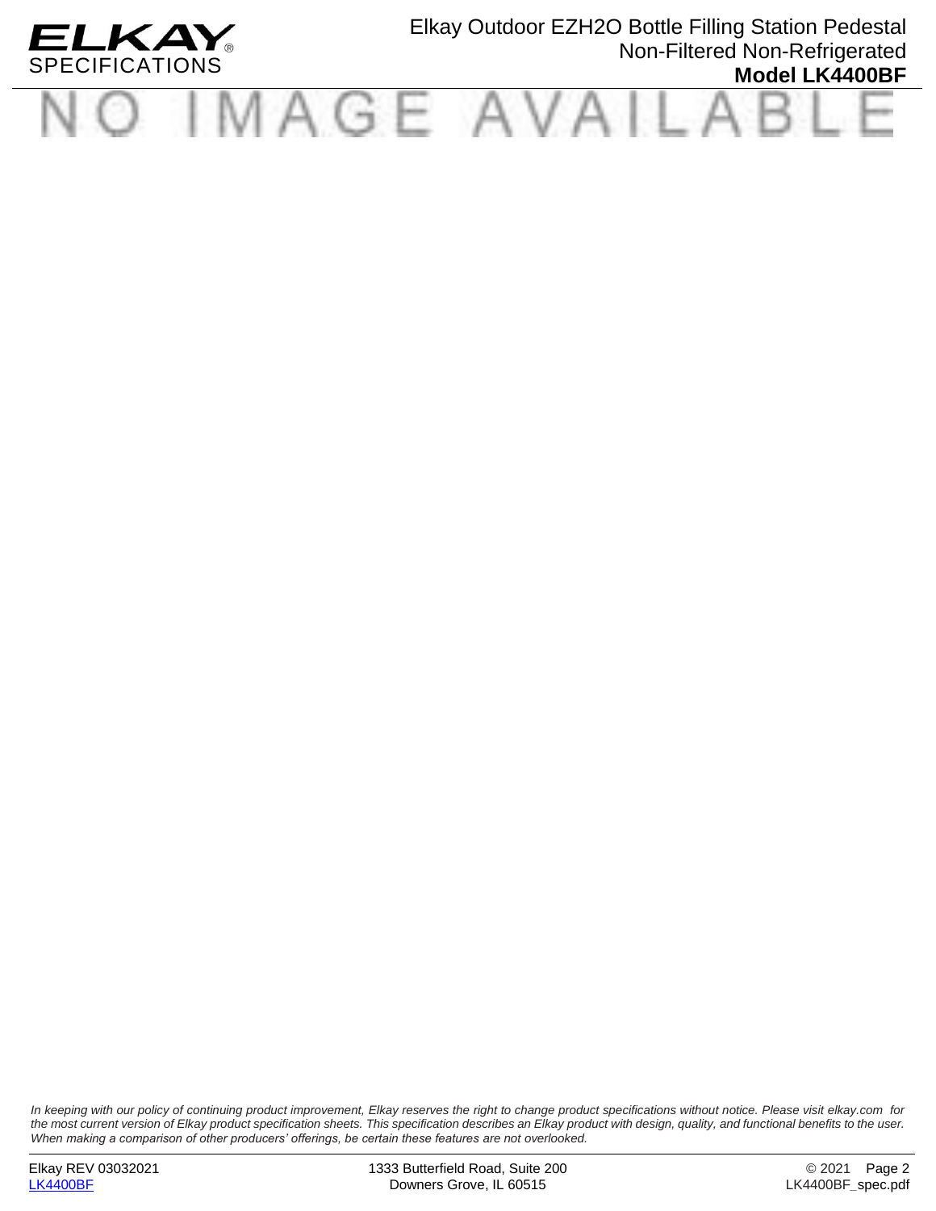NO IMAGE AVAILABLE

*In keeping with our policy of continuing product improvement, Elkay reserves the right to change product specifications without notice. Please visit elkay.com for the most current version of Elkay product specification sheets. This specification describes an Elkay product with design, quality, and functional benefits to the user. When making a comparison of other producers' offerings, be certain these features are not overlooked.*